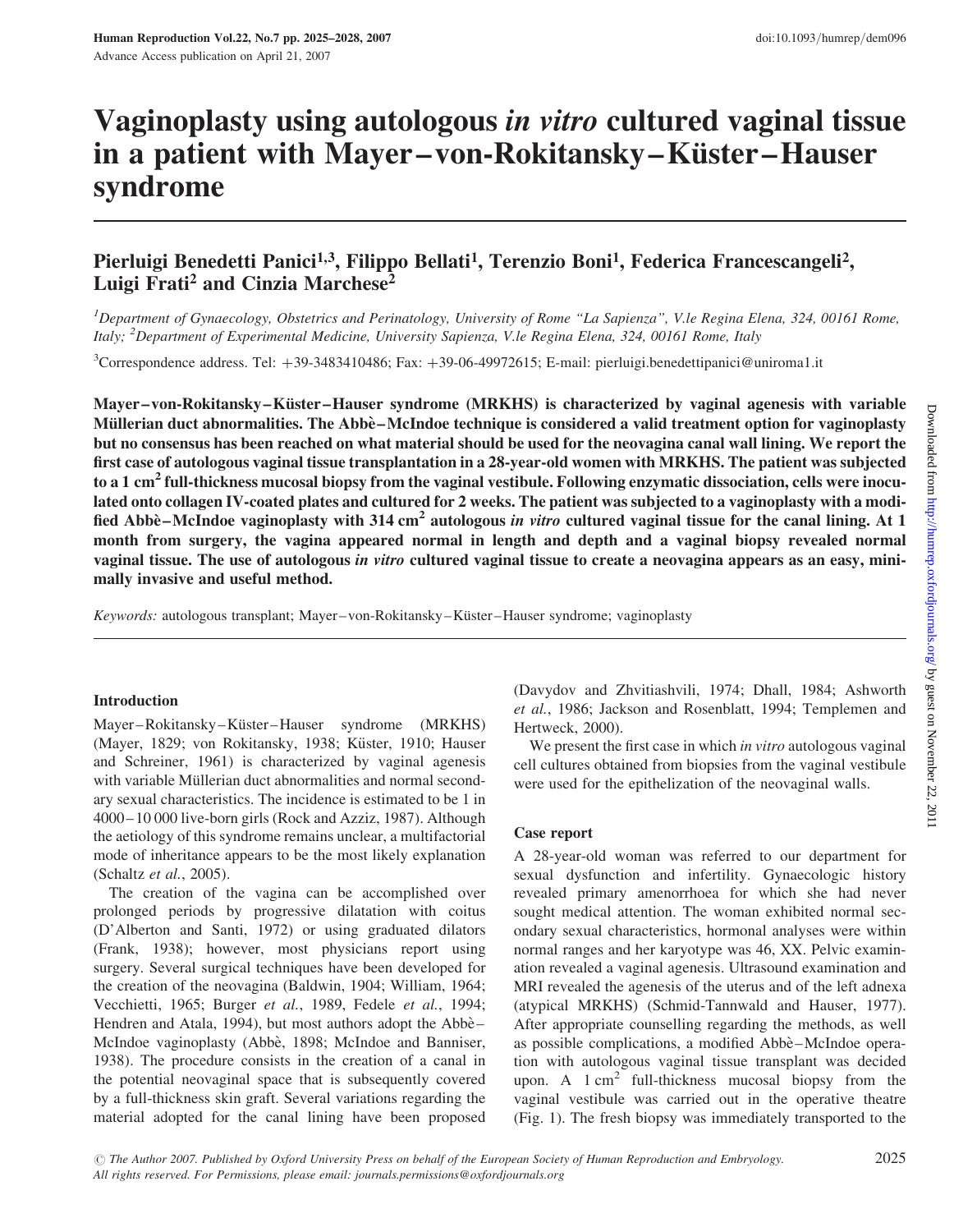# Vaginoplasty using autologous *in vitro* cultured vaginal tissue in a patient with Mayer–von-Rokitansky–Küster–Hauser syndrome

**Pierluigi Benedetti Panici[1,3], Filippo Bellati[1], Terenzio Boni[1], Federica Francescangeli[2], Luigi Frati[2] and Cinzia Marchese[2]**

[1]*Department of Gynaecology, Obstetrics and Perinatology, University of Rome "La Sapienza", V.le Regina Elena, 324, 00161 Rome, Italy;* [2]*Department of Experimental Medicine, University Sapienza, V.le Regina Elena, 324, 00161 Rome, Italy*

[3]Correspondence address. Tel: +39-3483410486; Fax: +39-06-49972615; E-mail: pierluigi.benedettipanici@uniroma1.it

**Mayer–von-Rokitansky–Küster–Hauser syndrome (MRKHS) is characterized by vaginal agenesis with variable Müllerian duct abnormalities. The Abbè–McIndoe technique is considered a valid treatment option for vaginoplasty but no consensus has been reached on what material should be used for the neovagina canal wall lining. We report the first case of autologous vaginal tissue transplantation in a 28-year-old women with MRKHS. The patient was subjected to a 1 cm$^2$ full-thickness mucosal biopsy from the vaginal vestibule. Following enzymatic dissociation, cells were inoculated onto collagen IV-coated plates and cultured for 2 weeks. The patient was subjected to a vaginoplasty with a modified Abbè–McIndoe vaginoplasty with 314 cm$^2$ autologous *in vitro* cultured vaginal tissue for the canal lining. At 1 month from surgery, the vagina appeared normal in length and depth and a vaginal biopsy revealed normal vaginal tissue. The use of autologous *in vitro* cultured vaginal tissue to create a neovagina appears as an easy, minimally invasive and useful method.**

*Keywords:* autologous transplant; Mayer–von-Rokitansky–Küster–Hauser syndrome; vaginoplasty

## Introduction

Mayer–Rokitansky–Küster–Hauser syndrome (MRKHS) (Mayer, 1829; von Rokitansky, 1938; Küster, 1910; Hauser and Schreiner, 1961) is characterized by vaginal agenesis with variable Müllerian duct abnormalities and normal secondary sexual characteristics. The incidence is estimated to be 1 in 4000–10 000 live-born girls (Rock and Azziz, 1987). Although the aetiology of this syndrome remains unclear, a multifactorial mode of inheritance appears to be the most likely explanation (Schaltz *et al.*, 2005).

The creation of the vagina can be accomplished over prolonged periods by progressive dilatation with coitus (D'Alberton and Santi, 1972) or using graduated dilators (Frank, 1938); however, most physicians report using surgery. Several surgical techniques have been developed for the creation of the neovagina (Baldwin, 1904; William, 1964; Vecchietti, 1965; Burger *et al.*, 1989, Fedele *et al.*, 1994; Hendren and Atala, 1994), but most authors adopt the Abbè–McIndoe vaginoplasty (Abbè, 1898; McIndoe and Banniser, 1938). The procedure consists in the creation of a canal in the potential neovaginal space that is subsequently covered by a full-thickness skin graft. Several variations regarding the material adopted for the canal lining have been proposed (Davydov and Zhvitiashvili, 1974; Dhall, 1984; Ashworth *et al.*, 1986; Jackson and Rosenblatt, 1994; Templemen and Hertweck, 2000).

We present the first case in which *in vitro* autologous vaginal cell cultures obtained from biopsies from the vaginal vestibule were used for the epithelization of the neovaginal walls.

## Case report

A 28-year-old woman was referred to our department for sexual dysfunction and infertility. Gynaecologic history revealed primary amenorrhoea for which she had never sought medical attention. The woman exhibited normal secondary sexual characteristics, hormonal analyses were within normal ranges and her karyotype was 46, XX. Pelvic examination revealed a vaginal agenesis. Ultrasound examination and MRI revealed the agenesis of the uterus and of the left adnexa (atypical MRKHS) (Schmid-Tannwald and Hauser, 1977). After appropriate counselling regarding the methods, as well as possible complications, a modified Abbè–McIndoe operation with autologous vaginal tissue transplant was decided upon. A 1 cm$^2$ full-thickness mucosal biopsy from the vaginal vestibule was carried out in the operative theatre (Fig. 1). The fresh biopsy was immediately transported to the

© The Author 2007. Published by Oxford University Press on behalf of the European Society of Human Reproduction and Embryology. All rights reserved. For Permissions, please email: journals.permissions@oxfordjournals.org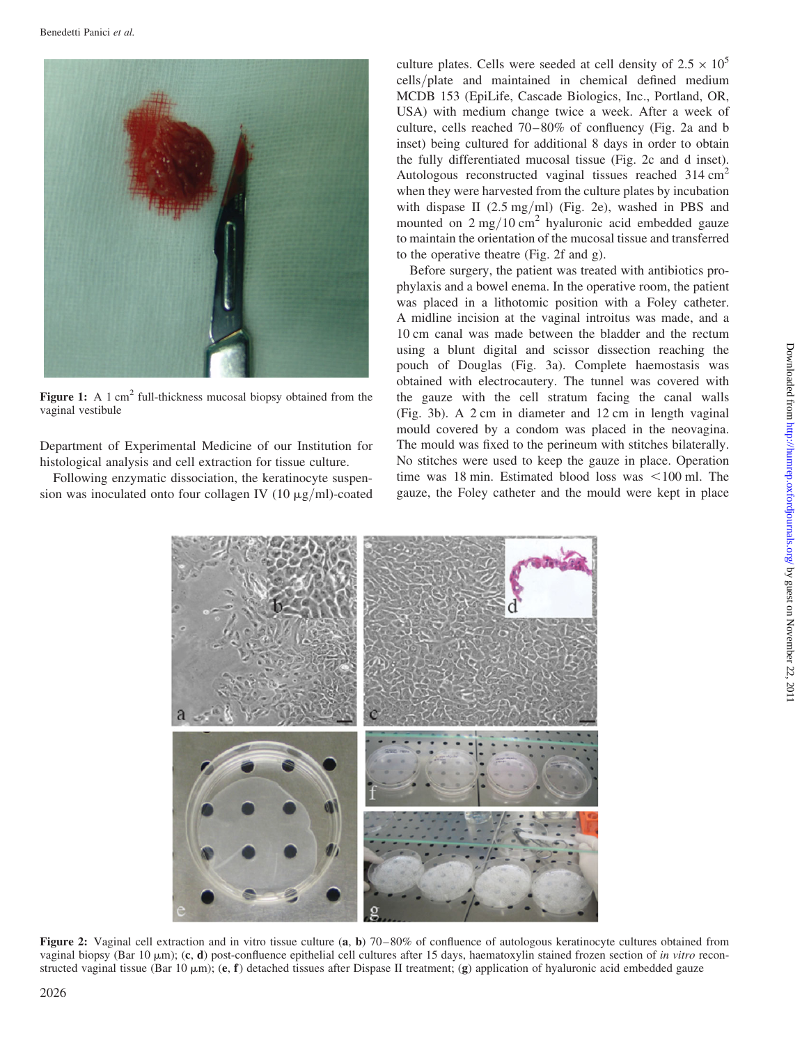Figure 1: A 1 $cm^2$ full-thickness mucosal biopsy obtained from the vaginal vestibule

Department of Experimental Medicine of our Institution for histological analysis and cell extraction for tissue culture.

Following enzymatic dissociation, the keratinocyte suspension was inoculated onto four collagen IV (10 μg/ml)-coated culture plates. Cells were seeded at cell density of $2.5 \times 10^5$ cells/plate and maintained in chemical defined medium MCDB 153 (EpiLife, Cascade Biologics, Inc., Portland, OR, USA) with medium change twice a week. After a week of culture, cells reached 70–80% of confluency (Fig. 2a and b inset) being cultured for additional 8 days in order to obtain the fully differentiated mucosal tissue (Fig. 2c and d inset). Autologous reconstructed vaginal tissues reached 314 $cm^2$ when they were harvested from the culture plates by incubation with dispase II (2.5 mg/ml) (Fig. 2e), washed in PBS and mounted on 2 mg/10 $cm^2$ hyaluronic acid embedded gauze to maintain the orientation of the mucosal tissue and transferred to the operative theatre (Fig. 2f and g).

Before surgery, the patient was treated with antibiotics prophylaxis and a bowel enema. In the operative room, the patient was placed in a lithotomic position with a Foley catheter. A midline incision at the vaginal introitus was made, and a 10 cm canal was made between the bladder and the rectum using a blunt digital and scissor dissection reaching the pouch of Douglas (Fig. 3a). Complete haemostasis was obtained with electrocautery. The tunnel was covered with the gauze with the cell stratum facing the canal walls (Fig. 3b). A 2 cm in diameter and 12 cm in length vaginal mould covered by a condom was placed in the neovagina. The mould was fixed to the perineum with stitches bilaterally. No stitches were used to keep the gauze in place. Operation time was 18 min. Estimated blood loss was <100 ml. The gauze, the Foley catheter and the mould were kept in place

Figure 2: Vaginal cell extraction and in vitro tissue culture (**a**, **b**) 70–80% of confluence of autologous keratinocyte cultures obtained from vaginal biopsy (Bar 10 μm); (**c**, **d**) post-confluence epithelial cell cultures after 15 days, haematoxylin stained frozen section of *in vitro* reconstructed vaginal tissue (Bar 10 μm); (**e**, **f**) detached tissues after Dispase II treatment; (**g**) application of hyaluronic acid embedded gauze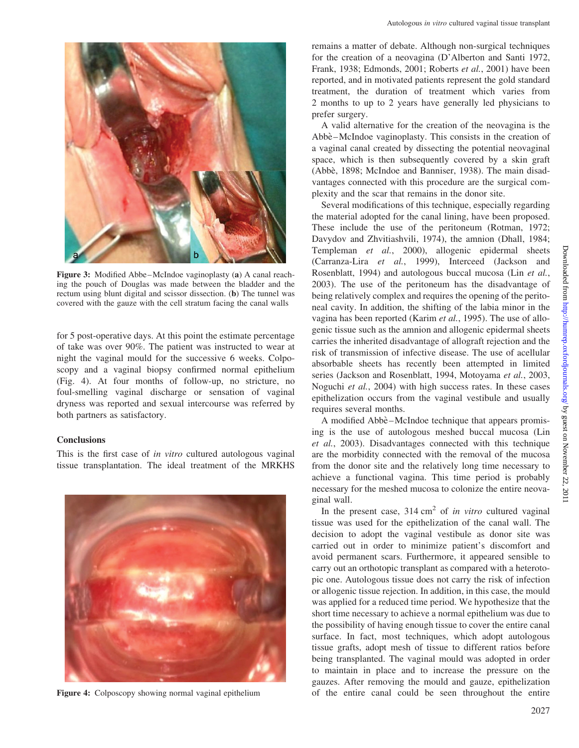Figure 3: Modified Abbe–McIndoe vaginoplasty (**a**) A canal reaching the pouch of Douglas was made between the bladder and the rectum using blunt digital and scissor dissection. (**b**) The tunnel was covered with the gauze with the cell stratum facing the canal walls

for 5 post-operative days. At this point the estimate percentage of take was over 90%. The patient was instructed to wear at night the vaginal mould for the successive 6 weeks. Colposcopy and a vaginal biopsy confirmed normal epithelium (Fig. 4). At four months of follow-up, no stricture, no foul-smelling vaginal discharge or sensation of vaginal dryness was reported and sexual intercourse was referred by both partners as satisfactory.

## Conclusions

This is the first case of *in vitro* cultured autologous vaginal tissue transplantation. The ideal treatment of the MRKHS remains a matter of debate. Although non-surgical techniques for the creation of a neovagina (D'Alberton and Santi 1972, Frank, 1938; Edmonds, 2001; Roberts *et al.*, 2001) have been reported, and in motivated patients represent the gold standard treatment, the duration of treatment which varies from 2 months to up to 2 years have generally led physicians to prefer surgery.

A valid alternative for the creation of the neovagina is the Abbè–McIndoe vaginoplasty. This consists in the creation of a vaginal canal created by dissecting the potential neovaginal space, which is then subsequently covered by a skin graft (Abbè, 1898; McIndoe and Banniser, 1938). The main disadvantages connected with this procedure are the surgical complexity and the scar that remains in the donor site.

Several modifications of this technique, especially regarding the material adopted for the canal lining, have been proposed. These include the use of the peritoneum (Rotman, 1972; Davydov and Zhvitiashvili, 1974), the amnion (Dhall, 1984; Templeman *et al.*, 2000), allogenic epidermal sheets (Carranza-Lira *et al.*, 1999), Interceed (Jackson and Rosenblatt, 1994) and autologous buccal mucosa (Lin *et al.*, 2003). The use of the peritoneum has the disadvantage of being relatively complex and requires the opening of the peritoneal cavity. In addition, the shifting of the labia minor in the vagina has been reported (Karim *et al.*, 1995). The use of allogenic tissue such as the amnion and allogenic epidermal sheets carries the inherited disadvantage of allograft rejection and the risk of transmission of infective disease. The use of acellular absorbable sheets has recently been attempted in limited series (Jackson and Rosenblatt, 1994, Motoyama *et al.*, 2003, Noguchi *et al.*, 2004) with high success rates. In these cases epithelization occurs from the vaginal vestibule and usually requires several months.

A modified Abbè–McIndoe technique that appears promising is the use of autologous meshed buccal mucosa (Lin *et al.*, 2003). Disadvantages connected with this technique are the morbidity connected with the removal of the mucosa from the donor site and the relatively long time necessary to achieve a functional vagina. This time period is probably necessary for the meshed mucosa to colonize the entire neovaginal wall.

In the present case, 314 $cm^2$ of *in vitro* cultured vaginal tissue was used for the epithelization of the canal wall. The decision to adopt the vaginal vestibule as donor site was carried out in order to minimize patient's discomfort and avoid permanent scars. Furthermore, it appeared sensible to carry out an orthotopic transplant as compared with a heterotopic one. Autologous tissue does not carry the risk of infection or allogenic tissue rejection. In addition, in this case, the mould was applied for a reduced time period. We hypothesize that the short time necessary to achieve a normal epithelium was due to the possibility of having enough tissue to cover the entire canal surface. In fact, most techniques, which adopt autologous tissue grafts, adopt mesh of tissue to different ratios before being transplanted. The vaginal mould was adopted in order to maintain in place and to increase the pressure on the gauzes. After removing the mould and gauze, epithelization of the entire canal could be seen throughout the entire

Figure 4: Colposcopy showing normal vaginal epithelium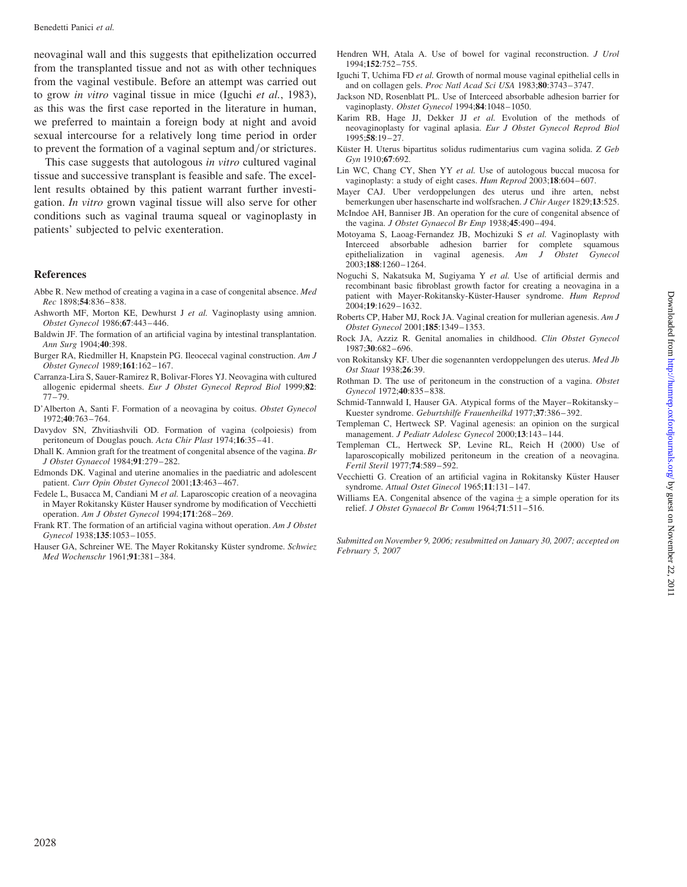neovaginal wall and this suggests that epithelization occurred from the transplanted tissue and not as with other techniques from the vaginal vestibule. Before an attempt was carried out to grow *in vitro* vaginal tissue in mice (Iguchi *et al.*, 1983), as this was the first case reported in the literature in human, we preferred to maintain a foreign body at night and avoid sexual intercourse for a relatively long time period in order to prevent the formation of a vaginal septum and/or strictures.

This case suggests that autologous *in vitro* cultured vaginal tissue and successive transplant is feasible and safe. The excellent results obtained by this patient warrant further investigation. *In vitro* grown vaginal tissue will also serve for other conditions such as vaginal trauma squeal or vaginoplasty in patients' subjected to pelvic exenteration.

## References

Abbe R. New method of creating a vagina in a case of congenital absence. *Med Rec* 1898;**54**:836–838.

Ashworth MF, Morton KE, Dewhurst J *et al.* Vaginoplasty using amnion. *Obstet Gynecol* 1986;**67**:443–446.

Baldwin JF. The formation of an artificial vagina by intestinal transplantation. *Ann Surg* 1904;**40**:398.

Burger RA, Riedmiller H, Knapstein PG. Ileocecal vaginal construction. *Am J Obstet Gynecol* 1989;**161**:162–167.

Carranza-Lira S, Sauer-Ramirez R, Bolivar-Flores YJ. Neovagina with cultured allogenic epidermal sheets. *Eur J Obstet Gynecol Reprod Biol* 1999;**82**: 77–79.

D'Alberton A, Santi F. Formation of a neovagina by coitus. *Obstet Gynecol* 1972;**40**:763–764.

Davydov SN, Zhvitiashvili OD. Formation of vagina (colpoiesis) from peritoneum of Douglas pouch. *Acta Chir Plast* 1974;**16**:35–41.

Dhall K. Amnion graft for the treatment of congenital absence of the vagina. *Br J Obstet Gynaecol* 1984;**91**:279–282.

Edmonds DK. Vaginal and uterine anomalies in the paediatric and adolescent patient. *Curr Opin Obstet Gynecol* 2001;**13**:463–467.

Fedele L, Busacca M, Candiani M *et al.* Laparoscopic creation of a neovagina in Mayer Rokitansky Küster Hauser syndrome by modification of Vecchietti operation. *Am J Obstet Gynecol* 1994;**171**:268–269.

Frank RT. The formation of an artificial vagina without operation. *Am J Obstet Gynecol* 1938;**135**:1053–1055.

Hauser GA, Schreiner WE. The Mayer Rokitansky Küster syndrome. *Schwiez Med Wochenschr* 1961;**91**:381–384.

Hendren WH, Atala A. Use of bowel for vaginal reconstruction. *J Urol* 1994;**152**:752–755.

Iguchi T, Uchima FD *et al.* Growth of normal mouse vaginal epithelial cells in and on collagen gels. *Proc Natl Acad Sci USA* 1983;**80**:3743–3747.

Jackson ND, Rosenblatt PL. Use of Interceed absorbable adhesion barrier for vaginoplasty. *Obstet Gynecol* 1994;**84**:1048–1050.

Karim RB, Hage JJ, Dekker JJ *et al.* Evolution of the methods of neovaginoplasty for vaginal aplasia. *Eur J Obstet Gynecol Reprod Biol* 1995;**58**:19–27.

Küster H. Uterus bipartitus solidus rudimentarius cum vagina solida. *Z Geb Gyn* 1910;**67**:692.

Lin WC, Chang CY, Shen YY *et al.* Use of autologous buccal mucosa for vaginoplasty: a study of eight cases. *Hum Reprod* 2003;**18**:604–607.

Mayer CAJ. Uber verdoppelungen des uterus und ihre arten, nebst bemerkungen uber hasenscharte ind wolfsrachen. *J Chir Auger* 1829;**13**:525.

McIndoe AH, Banniser JB. An operation for the cure of congenital absence of the vagina. *J Obstet Gynaecol Br Emp* 1938;**45**:490–494.

Motoyama S, Laoag-Fernandez JB, Mochizuki S *et al.* Vaginoplasty with Interceed absorbable adhesion barrier for complete squamous epithelialization in vaginal agenesis. *Am J Obstet Gynecol* 2003;**188**:1260–1264.

Noguchi S, Nakatsuka M, Sugiyama Y *et al.* Use of artificial dermis and recombinant basic fibroblast growth factor for creating a neovagina in a patient with Mayer-Rokitansky-Küster-Hauser syndrome. *Hum Reprod* 2004;**19**:1629–1632.

Roberts CP, Haber MJ, Rock JA. Vaginal creation for mullerian agenesis. *Am J Obstet Gynecol* 2001;**185**:1349–1353.

Rock JA, Azziz R. Genital anomalies in childhood. *Clin Obstet Gynecol* 1987;**30**:682–696.

von Rokitansky KF. Uber die sogenannten verdoppelungen des uterus. *Med Jb Ost Staat* 1938;**26**:39.

Rothman D. The use of peritoneum in the construction of a vagina. *Obstet Gynecol* 1972;**40**:835–838.

Schmid-Tannwald I, Hauser GA. Atypical forms of the Mayer–Rokitansky–Kuester syndrome. *Geburtshilfe Frauenheilkd* 1977;**37**:386–392.

Templeman C, Hertweck SP. Vaginal agenesis: an opinion on the surgical management. *J Pediatr Adolesc Gynecol* 2000;**13**:143–144.

Templeman CL, Hertweck SP, Levine RL, Reich H (2000) Use of laparoscopically mobilized peritoneum in the creation of a neovagina. *Fertil Steril* 1977;**74**:589–592.

Vecchietti G. Creation of an artificial vagina in Rokitansky Küster Hauser syndrome. *Attual Ostet Ginecol* 1965;**11**:131–147.

Williams EA. Congenital absence of the vagina ± a simple operation for its relief. *J Obstet Gynaecol Br Comm* 1964;**71**:511–516.

*Submitted on November 9, 2006; resubmitted on January 30, 2007; accepted on February 5, 2007*